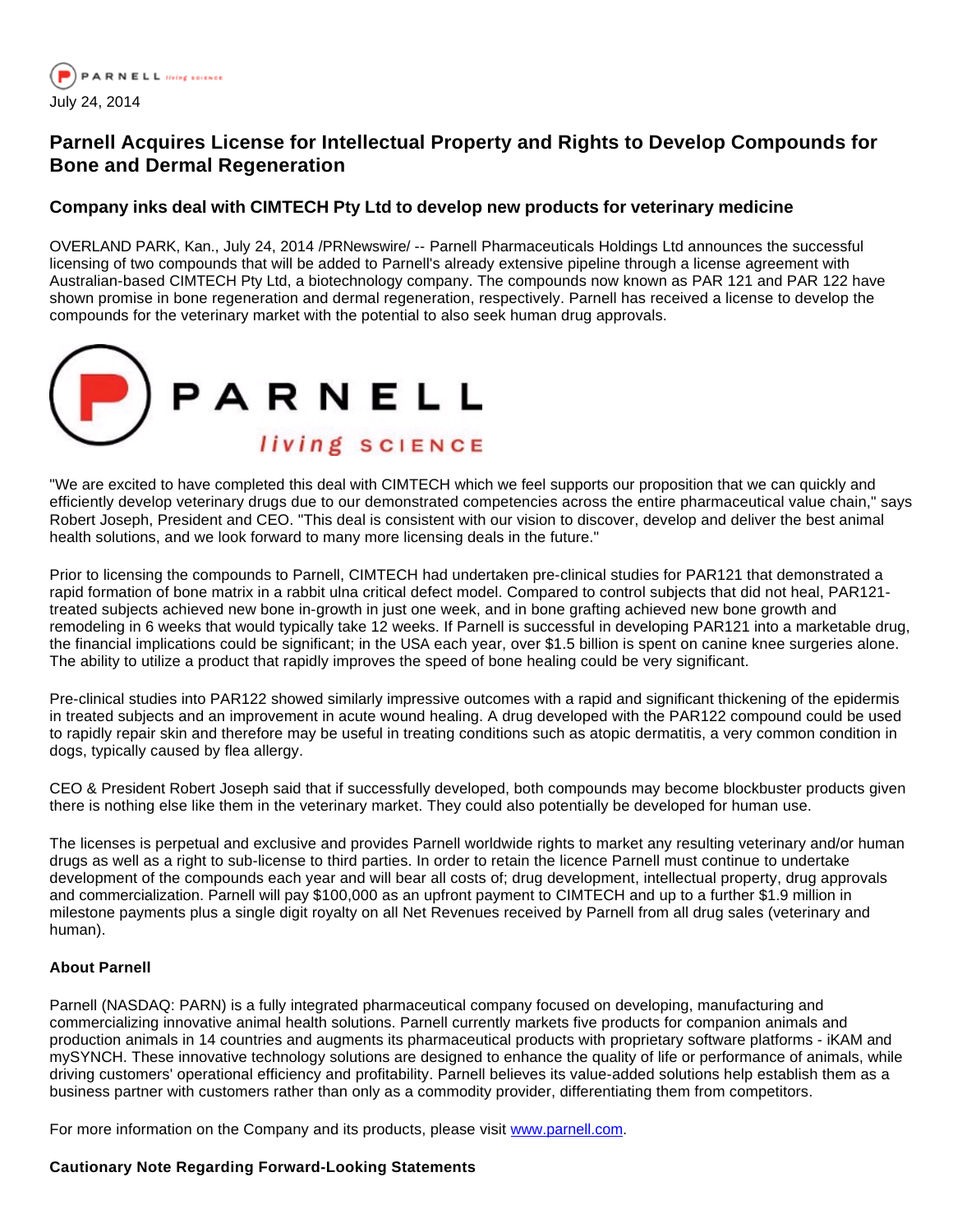July 24, 2014

# Parnell Acquires License for Intellectual Property and Rights to Develop Compounds for Bone and Dermal Regeneration

## Company inks deal with CIMTECH Pty Ltd to develop new products for veterinary medicine

OVERLAND PARK, Kan., July 24, 2014 /PRNewswire/ -- Parnell Pharmaceuticals Holdings Ltd announces the successful licensing of two compounds that will be added to Parnell's already extensive pipeline through a license agreement with Australian-based CIMTECH Pty Ltd, a biotechnology company. The compounds now known as PAR 121 and PAR 122 have shown promise in bone regeneration and dermal regeneration, respectively. Parnell has received a license to develop the compounds for the veterinary market with the potential to also seek human drug approvals.

"We are excited to have completed this deal with CIMTECH which we feel supports our proposition that we can quickly and efficiently develop veterinary drugs due to our demonstrated competencies across the entire pharmaceutical value chain," says Robert Joseph, President and CEO. "This deal is consistent with our vision to discover, develop and deliver the best animal health solutions, and we look forward to many more licensing deals in the future."

Prior to licensing the compounds to Parnell, CIMTECH had undertaken pre-clinical studies for PAR121 that demonstrated a rapid formation of bone matrix in a rabbit ulna critical defect model. Compared to control subjects that did not heal, PAR121-treated subjects achieved new bone in-growth in just one week, and in bone grafting achieved new bone growth and remodeling in 6 weeks that would typically take 12 weeks. If Parnell is successful in developing PAR121 into a marketable drug, the financial implications could be significant; in the USA each year, over $1.5 billion is spent on canine knee surgeries alone. The ability to utilize a product that rapidly improves the speed of bone healing could be very significant.

Pre-clinical studies into PAR122 showed similarly impressive outcomes with a rapid and significant thickening of the epidermis in treated subjects and an improvement in acute wound healing. A drug developed with the PAR122 compound could be used to rapidly repair skin and therefore may be useful in treating conditions such as atopic dermatitis, a very common condition in dogs, typically caused by flea allergy.

CEO & President Robert Joseph said that if successfully developed, both compounds may become blockbuster products given there is nothing else like them in the veterinary market. They could also potentially be developed for human use.

The licenses is perpetual and exclusive and provides Parnell worldwide rights to market any resulting veterinary and/or human drugs as well as a right to sub-license to third parties. In order to retain the licence Parnell must continue to undertake development of the compounds each year and will bear all costs of; drug development, intellectual property, drug approvals and commercialization. Parnell will pay $100,000 as an upfront payment to CIMTECH and up to a further $1.9 million in milestone payments plus a single digit royalty on all Net Revenues received by Parnell from all drug sales (veterinary and human).

**About Parnell**

Parnell (NASDAQ: PARN) is a fully integrated pharmaceutical company focused on developing, manufacturing and commercializing innovative animal health solutions. Parnell currently markets five products for companion animals and production animals in 14 countries and augments its pharmaceutical products with proprietary software platforms - iKAM and mySYNCH. These innovative technology solutions are designed to enhance the quality of life or performance of animals, while driving customers' operational efficiency and profitability. Parnell believes its value-added solutions help establish them as a business partner with customers rather than only as a commodity provider, differentiating them from competitors.

For more information on the Company and its products, please visit www.parnell.com.

**Cautionary Note Regarding Forward-Looking Statements**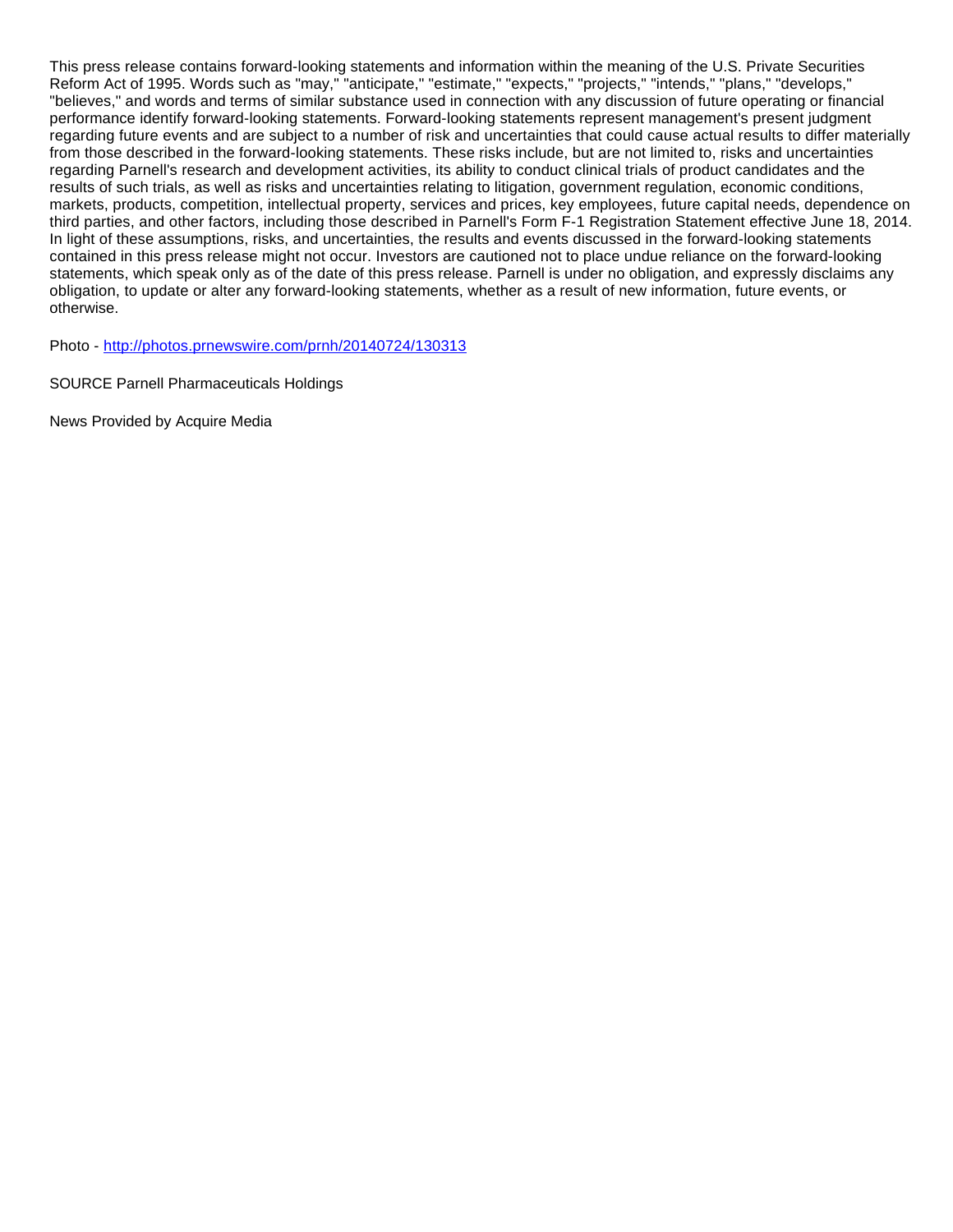This press release contains forward-looking statements and information within the meaning of the U.S. Private Securities Reform Act of 1995. Words such as "may," "anticipate," "estimate," "expects," "projects," "intends," "plans," "develops," "believes," and words and terms of similar substance used in connection with any discussion of future operating or financial performance identify forward-looking statements. Forward-looking statements represent management's present judgment regarding future events and are subject to a number of risk and uncertainties that could cause actual results to differ materially from those described in the forward-looking statements. These risks include, but are not limited to, risks and uncertainties regarding Parnell's research and development activities, its ability to conduct clinical trials of product candidates and the results of such trials, as well as risks and uncertainties relating to litigation, government regulation, economic conditions, markets, products, competition, intellectual property, services and prices, key employees, future capital needs, dependence on third parties, and other factors, including those described in Parnell's Form F-1 Registration Statement effective June 18, 2014. In light of these assumptions, risks, and uncertainties, the results and events discussed in the forward-looking statements contained in this press release might not occur. Investors are cautioned not to place undue reliance on the forward-looking statements, which speak only as of the date of this press release. Parnell is under no obligation, and expressly disclaims any obligation, to update or alter any forward-looking statements, whether as a result of new information, future events, or otherwise.

Photo - http://photos.prnewswire.com/prnh/20140724/130313

SOURCE Parnell Pharmaceuticals Holdings

News Provided by Acquire Media